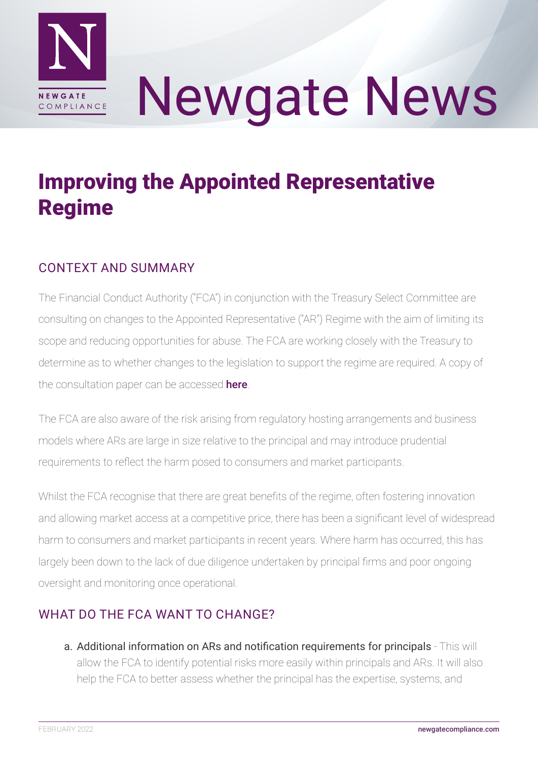# Newgate News

## Improving the Appointed Representative Regime

### CONTEXT AND SUMMARY

The Financial Conduct Authority ("FCA") in conjunction with the Treasury Select Committee are consulting on changes to the Appointed Representative ("AR") Regime with the aim of limiting its scope and reducing opportunities for abuse. The FCA are working closely with the Treasury to determine as to whether changes to the legislation to support the regime are required. A copy of the consultation paper can be accessed **here**.

The FCA are also aware of the risk arising from regulatory hosting arrangements and business models where ARs are large in size relative to the principal and may introduce prudential requirements to reflect the harm posed to consumers and market participants.

Whilst the FCA recognise that there are great benefits of the regime, often fostering innovation and allowing market access at a competitive price, there has been a significant level of widespread harm to consumers and market participants in recent years. Where harm has occurred, this has largely been down to the lack of due diligence undertaken by principal firms and poor ongoing oversight and monitoring once operational.

### WHAT DO THE FCA WANT TO CHANGE?

a. Additional information on ARs and notification requirements for principals - This will allow the FCA to identify potential risks more easily within principals and ARs. It will also help the FCA to better assess whether the principal has the expertise, systems, and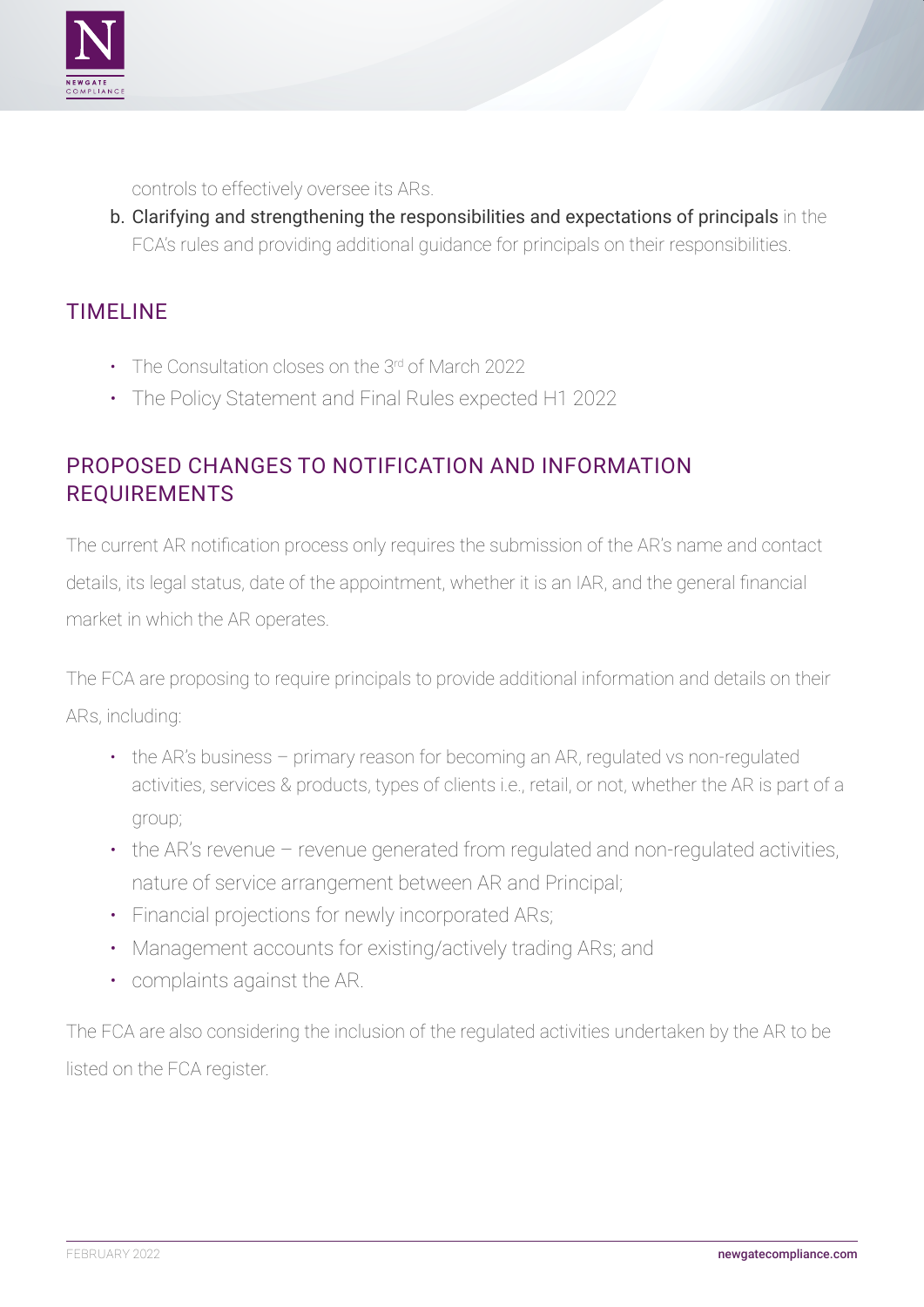controls to effectively oversee its ARs.

b. **Clarifying and strengthening the responsibilities and expectations of principals** in the FCA's rules and providing additional guidance for principals on their responsibilities.

## TIMELINE

- The Consultation closes on the 3rd of March 2022
- The Policy Statement and Final Rules expected H1 2022

## PROPOSED CHANGES TO NOTIFICATION AND INFORMATION REQUIREMENTS

The current AR notification process only requires the submission of the AR's name and contact details, its legal status, date of the appointment, whether it is an IAR, and the general financial market in which the AR operates.

The FCA are proposing to require principals to provide additional information and details on their ARs, including:

- the AR's business – primary reason for becoming an AR, regulated vs non-regulated activities, services & products, types of clients i.e., retail, or not, whether the AR is part of a group;
- the AR's revenue – revenue generated from regulated and non-regulated activities, nature of service arrangement between AR and Principal;
- Financial projections for newly incorporated ARs;
- Management accounts for existing/actively trading ARs; and
- complaints against the AR.

The FCA are also considering the inclusion of the regulated activities undertaken by the AR to be listed on the FCA register.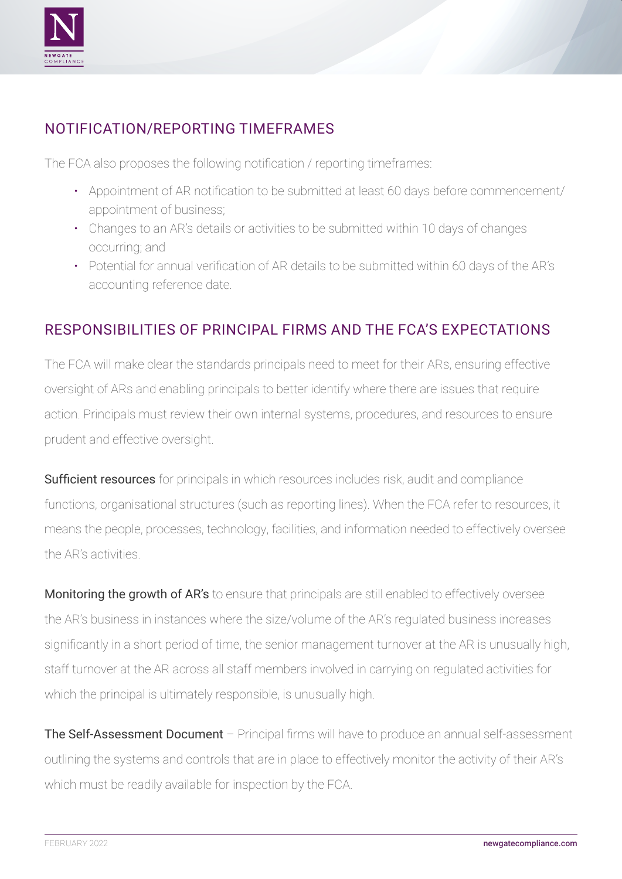## NOTIFICATION/REPORTING TIMEFRAMES

The FCA also proposes the following notification / reporting timeframes:

- Appointment of AR notification to be submitted at least 60 days before commencement/ appointment of business;
- Changes to an AR's details or activities to be submitted within 10 days of changes occurring; and
- Potential for annual verification of AR details to be submitted within 60 days of the AR's accounting reference date.

## RESPONSIBILITIES OF PRINCIPAL FIRMS AND THE FCA'S EXPECTATIONS

The FCA will make clear the standards principals need to meet for their ARs, ensuring effective oversight of ARs and enabling principals to better identify where there are issues that require action. Principals must review their own internal systems, procedures, and resources to ensure prudent and effective oversight.

**Sufficient resources** for principals in which resources includes risk, audit and compliance functions, organisational structures (such as reporting lines). When the FCA refer to resources, it means the people, processes, technology, facilities, and information needed to effectively oversee the AR's activities.

**Monitoring the growth of AR's** to ensure that principals are still enabled to effectively oversee the AR's business in instances where the size/volume of the AR's regulated business increases significantly in a short period of time, the senior management turnover at the AR is unusually high, staff turnover at the AR across all staff members involved in carrying on regulated activities for which the principal is ultimately responsible, is unusually high.

**The Self-Assessment Document** – Principal firms will have to produce an annual self-assessment outlining the systems and controls that are in place to effectively monitor the activity of their AR's which must be readily available for inspection by the FCA.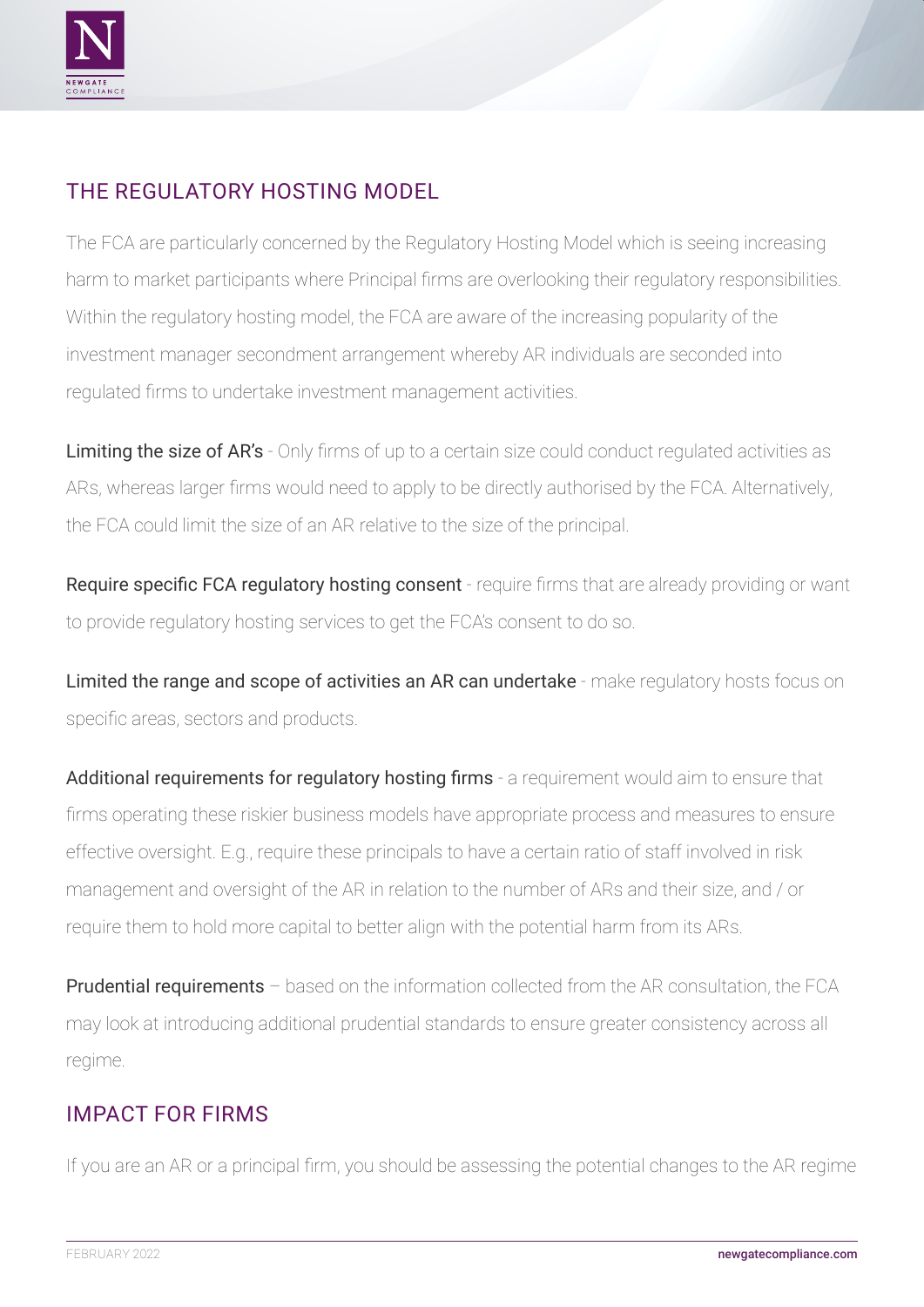## THE REGULATORY HOSTING MODEL

The FCA are particularly concerned by the Regulatory Hosting Model which is seeing increasing harm to market participants where Principal firms are overlooking their regulatory responsibilities. Within the regulatory hosting model, the FCA are aware of the increasing popularity of the investment manager secondment arrangement whereby AR individuals are seconded into regulated firms to undertake investment management activities.

**Limiting the size of AR's** - Only firms of up to a certain size could conduct regulated activities as ARs, whereas larger firms would need to apply to be directly authorised by the FCA. Alternatively, the FCA could limit the size of an AR relative to the size of the principal.

**Require specific FCA regulatory hosting consent** - require firms that are already providing or want to provide regulatory hosting services to get the FCA's consent to do so.

**Limited the range and scope of activities an AR can undertake** - make regulatory hosts focus on specific areas, sectors and products.

**Additional requirements for regulatory hosting firms** - a requirement would aim to ensure that firms operating these riskier business models have appropriate process and measures to ensure effective oversight. E.g., require these principals to have a certain ratio of staff involved in risk management and oversight of the AR in relation to the number of ARs and their size, and / or require them to hold more capital to better align with the potential harm from its ARs.

**Prudential requirements** – based on the information collected from the AR consultation, the FCA may look at introducing additional prudential standards to ensure greater consistency across all regime.

## IMPACT FOR FIRMS

If you are an AR or a principal firm, you should be assessing the potential changes to the AR regime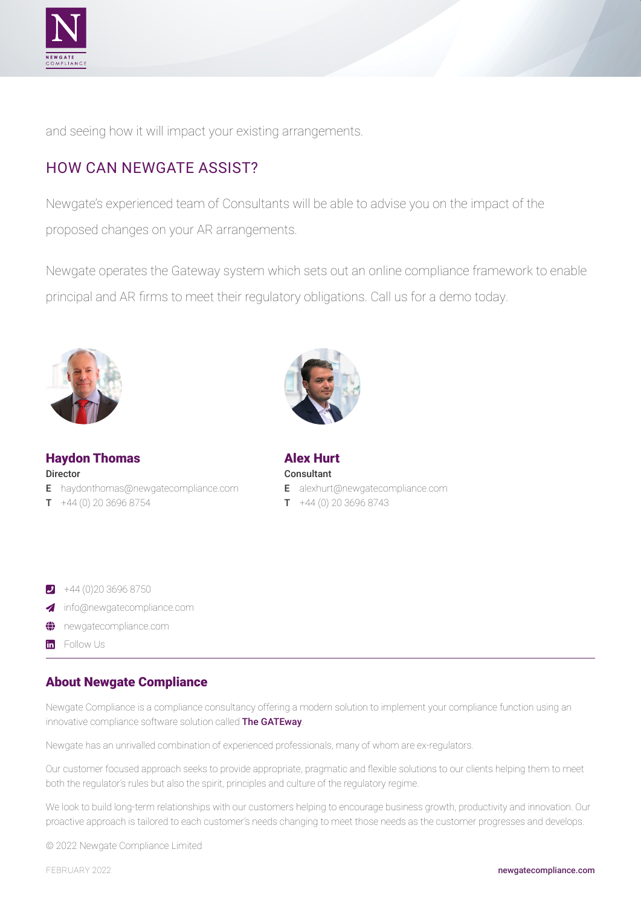and seeing how it will impact your existing arrangements.

## HOW CAN NEWGATE ASSIST?

Newgate's experienced team of Consultants will be able to advise you on the impact of the proposed changes on your AR arrangements.

Newgate operates the Gateway system which sets out an online compliance framework to enable principal and AR firms to meet their regulatory obligations. Call us for a demo today.

**Haydon Thomas**
**Director**
**E** haydonthomas@newgatecompliance.com
**T** +44 (0) 20 3696 8754

**Alex Hurt**
**Consultant**
**E** alexhurt@newgatecompliance.com
**T** +44 (0) 20 3696 8743

+44 (0)20 3696 8750
info@newgatecompliance.com
newgatecompliance.com
Follow Us

### About Newgate Compliance

Newgate Compliance is a compliance consultancy offering a modern solution to implement your compliance function using an innovative compliance software solution called **The GATEway**

Newgate has an unrivalled combination of experienced professionals, many of whom are ex-regulators.

Our customer focused approach seeks to provide appropriate, pragmatic and flexible solutions to our clients helping them to meet both the regulator's rules but also the spirit, principles and culture of the regulatory regime.

We look to build long-term relationships with our customers helping to encourage business growth, productivity and innovation. Our proactive approach is tailored to each customer's needs changing to meet those needs as the customer progresses and develops.

© 2022 Newgate Compliance Limited